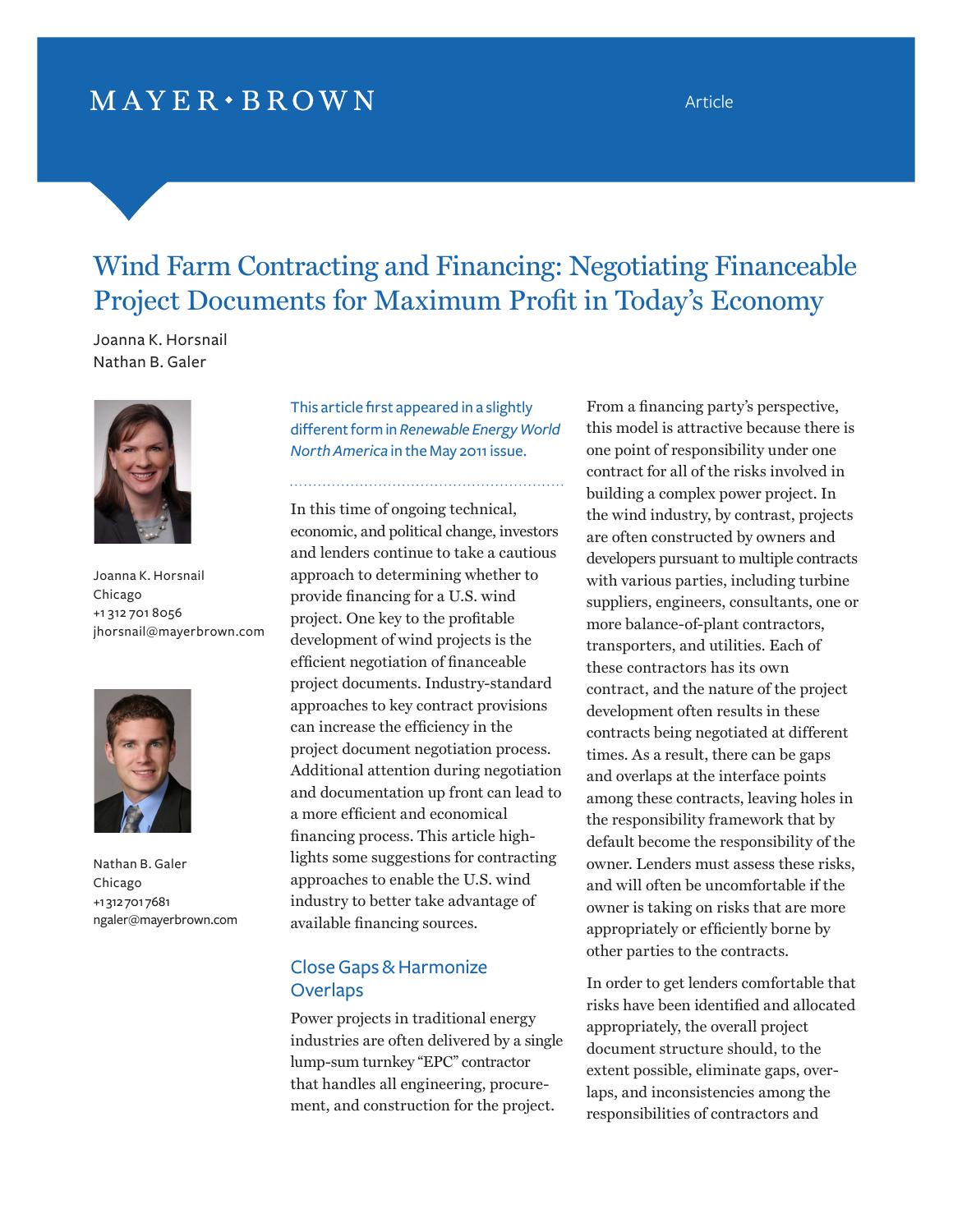MAYER • BROWN

Article

# Wind Farm Contracting and Financing: Negotiating Financeable Project Documents for Maximum Profit in Today's Economy

Joanna K. Horsnail
Nathan B. Galer

Joanna K. Horsnail
Chicago
+1 312 701 8056
jhorsnail@mayerbrown.com

Nathan B. Galer
Chicago
+1 312 701 7681
ngaler@mayerbrown.com

This article first appeared in a slightly different form in *Renewable Energy World North America* in the May 2011 issue.

In this time of ongoing technical, economic, and political change, investors and lenders continue to take a cautious approach to determining whether to provide financing for a U.S. wind project. One key to the profitable development of wind projects is the efficient negotiation of financeable project documents. Industry-standard approaches to key contract provisions can increase the efficiency in the project document negotiation process. Additional attention during negotiation and documentation up front can lead to a more efficient and economical financing process. This article highlights some suggestions for contracting approaches to enable the U.S. wind industry to better take advantage of available financing sources.

## Close Gaps & Harmonize Overlaps

Power projects in traditional energy industries are often delivered by a single lump-sum turnkey "EPC" contractor that handles all engineering, procurement, and construction for the project. From a financing party's perspective, this model is attractive because there is one point of responsibility under one contract for all of the risks involved in building a complex power project. In the wind industry, by contrast, projects are often constructed by owners and developers pursuant to multiple contracts with various parties, including turbine suppliers, engineers, consultants, one or more balance-of-plant contractors, transporters, and utilities. Each of these contractors has its own contract, and the nature of the project development often results in these contracts being negotiated at different times. As a result, there can be gaps and overlaps at the interface points among these contracts, leaving holes in the responsibility framework that by default become the responsibility of the owner. Lenders must assess these risks, and will often be uncomfortable if the owner is taking on risks that are more appropriately or efficiently borne by other parties to the contracts.

In order to get lenders comfortable that risks have been identified and allocated appropriately, the overall project document structure should, to the extent possible, eliminate gaps, overlaps, and inconsistencies among the responsibilities of contractors and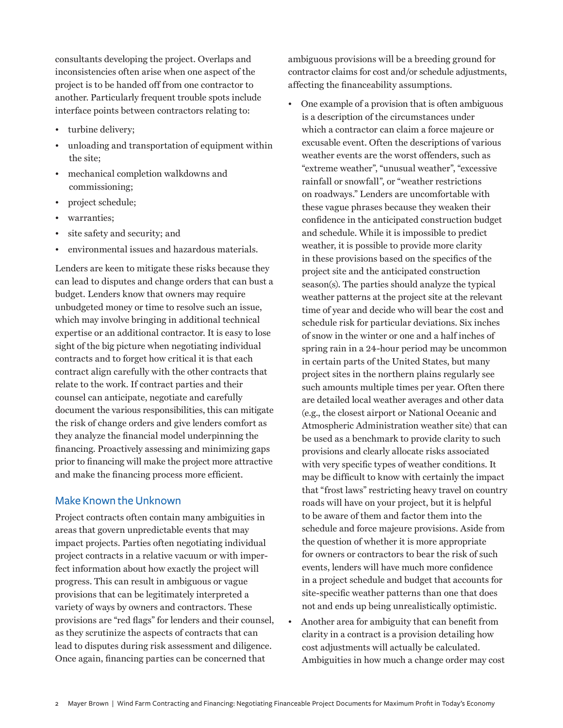consultants developing the project. Overlaps and inconsistencies often arise when one aspect of the project is to be handed off from one contractor to another. Particularly frequent trouble spots include interface points between contractors relating to:

- turbine delivery;
- unloading and transportation of equipment within the site;
- mechanical completion walkdowns and commissioning;
- project schedule;
- warranties;
- site safety and security; and
- environmental issues and hazardous materials.

Lenders are keen to mitigate these risks because they can lead to disputes and change orders that can bust a budget. Lenders know that owners may require unbudgeted money or time to resolve such an issue, which may involve bringing in additional technical expertise or an additional contractor. It is easy to lose sight of the big picture when negotiating individual contracts and to forget how critical it is that each contract align carefully with the other contracts that relate to the work. If contract parties and their counsel can anticipate, negotiate and carefully document the various responsibilities, this can mitigate the risk of change orders and give lenders comfort as they analyze the financial model underpinning the financing. Proactively assessing and minimizing gaps prior to financing will make the project more attractive and make the financing process more efficient.

## Make Known the Unknown

Project contracts often contain many ambiguities in areas that govern unpredictable events that may impact projects. Parties often negotiating individual project contracts in a relative vacuum or with imperfect information about how exactly the project will progress. This can result in ambiguous or vague provisions that can be legitimately interpreted a variety of ways by owners and contractors. These provisions are "red flags" for lenders and their counsel, as they scrutinize the aspects of contracts that can lead to disputes during risk assessment and diligence. Once again, financing parties can be concerned that ambiguous provisions will be a breeding ground for contractor claims for cost and/or schedule adjustments, affecting the financeability assumptions.

- One example of a provision that is often ambiguous is a description of the circumstances under which a contractor can claim a force majeure or excusable event. Often the descriptions of various weather events are the worst offenders, such as "extreme weather", "unusual weather", "excessive rainfall or snowfall", or "weather restrictions on roadways." Lenders are uncomfortable with these vague phrases because they weaken their confidence in the anticipated construction budget and schedule. While it is impossible to predict weather, it is possible to provide more clarity in these provisions based on the specifics of the project site and the anticipated construction season(s). The parties should analyze the typical weather patterns at the project site at the relevant time of year and decide who will bear the cost and schedule risk for particular deviations. Six inches of snow in the winter or one and a half inches of spring rain in a 24-hour period may be uncommon in certain parts of the United States, but many project sites in the northern plains regularly see such amounts multiple times per year. Often there are detailed local weather averages and other data (e.g., the closest airport or National Oceanic and Atmospheric Administration weather site) that can be used as a benchmark to provide clarity to such provisions and clearly allocate risks associated with very specific types of weather conditions. It may be difficult to know with certainly the impact that "frost laws" restricting heavy travel on country roads will have on your project, but it is helpful to be aware of them and factor them into the schedule and force majeure provisions. Aside from the question of whether it is more appropriate for owners or contractors to bear the risk of such events, lenders will have much more confidence in a project schedule and budget that accounts for site-specific weather patterns than one that does not and ends up being unrealistically optimistic.
- Another area for ambiguity that can benefit from clarity in a contract is a provision detailing how cost adjustments will actually be calculated. Ambiguities in how much a change order may cost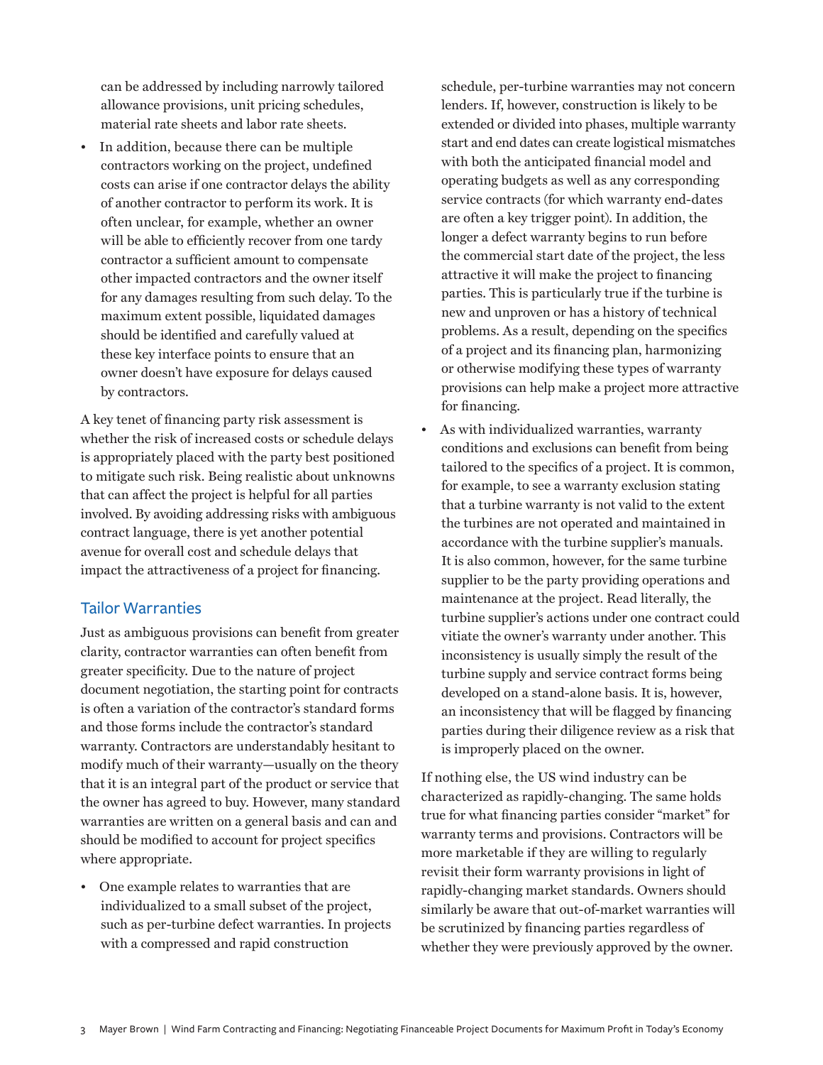can be addressed by including narrowly tailored allowance provisions, unit pricing schedules, material rate sheets and labor rate sheets.

- In addition, because there can be multiple contractors working on the project, undefined costs can arise if one contractor delays the ability of another contractor to perform its work. It is often unclear, for example, whether an owner will be able to efficiently recover from one tardy contractor a sufficient amount to compensate other impacted contractors and the owner itself for any damages resulting from such delay. To the maximum extent possible, liquidated damages should be identified and carefully valued at these key interface points to ensure that an owner doesn't have exposure for delays caused by contractors.

A key tenet of financing party risk assessment is whether the risk of increased costs or schedule delays is appropriately placed with the party best positioned to mitigate such risk. Being realistic about unknowns that can affect the project is helpful for all parties involved. By avoiding addressing risks with ambiguous contract language, there is yet another potential avenue for overall cost and schedule delays that impact the attractiveness of a project for financing.

## Tailor Warranties

Just as ambiguous provisions can benefit from greater clarity, contractor warranties can often benefit from greater specificity. Due to the nature of project document negotiation, the starting point for contracts is often a variation of the contractor's standard forms and those forms include the contractor's standard warranty. Contractors are understandably hesitant to modify much of their warranty—usually on the theory that it is an integral part of the product or service that the owner has agreed to buy. However, many standard warranties are written on a general basis and can and should be modified to account for project specifics where appropriate.

- One example relates to warranties that are individualized to a small subset of the project, such as per-turbine defect warranties. In projects with a compressed and rapid construction schedule, per-turbine warranties may not concern lenders. If, however, construction is likely to be extended or divided into phases, multiple warranty start and end dates can create logistical mismatches with both the anticipated financial model and operating budgets as well as any corresponding service contracts (for which warranty end-dates are often a key trigger point). In addition, the longer a defect warranty begins to run before the commercial start date of the project, the less attractive it will make the project to financing parties. This is particularly true if the turbine is new and unproven or has a history of technical problems. As a result, depending on the specifics of a project and its financing plan, harmonizing or otherwise modifying these types of warranty provisions can help make a project more attractive for financing.
- As with individualized warranties, warranty conditions and exclusions can benefit from being tailored to the specifics of a project. It is common, for example, to see a warranty exclusion stating that a turbine warranty is not valid to the extent the turbines are not operated and maintained in accordance with the turbine supplier's manuals. It is also common, however, for the same turbine supplier to be the party providing operations and maintenance at the project. Read literally, the turbine supplier's actions under one contract could vitiate the owner's warranty under another. This inconsistency is usually simply the result of the turbine supply and service contract forms being developed on a stand-alone basis. It is, however, an inconsistency that will be flagged by financing parties during their diligence review as a risk that is improperly placed on the owner.

If nothing else, the US wind industry can be characterized as rapidly-changing. The same holds true for what financing parties consider "market" for warranty terms and provisions. Contractors will be more marketable if they are willing to regularly revisit their form warranty provisions in light of rapidly-changing market standards. Owners should similarly be aware that out-of-market warranties will be scrutinized by financing parties regardless of whether they were previously approved by the owner.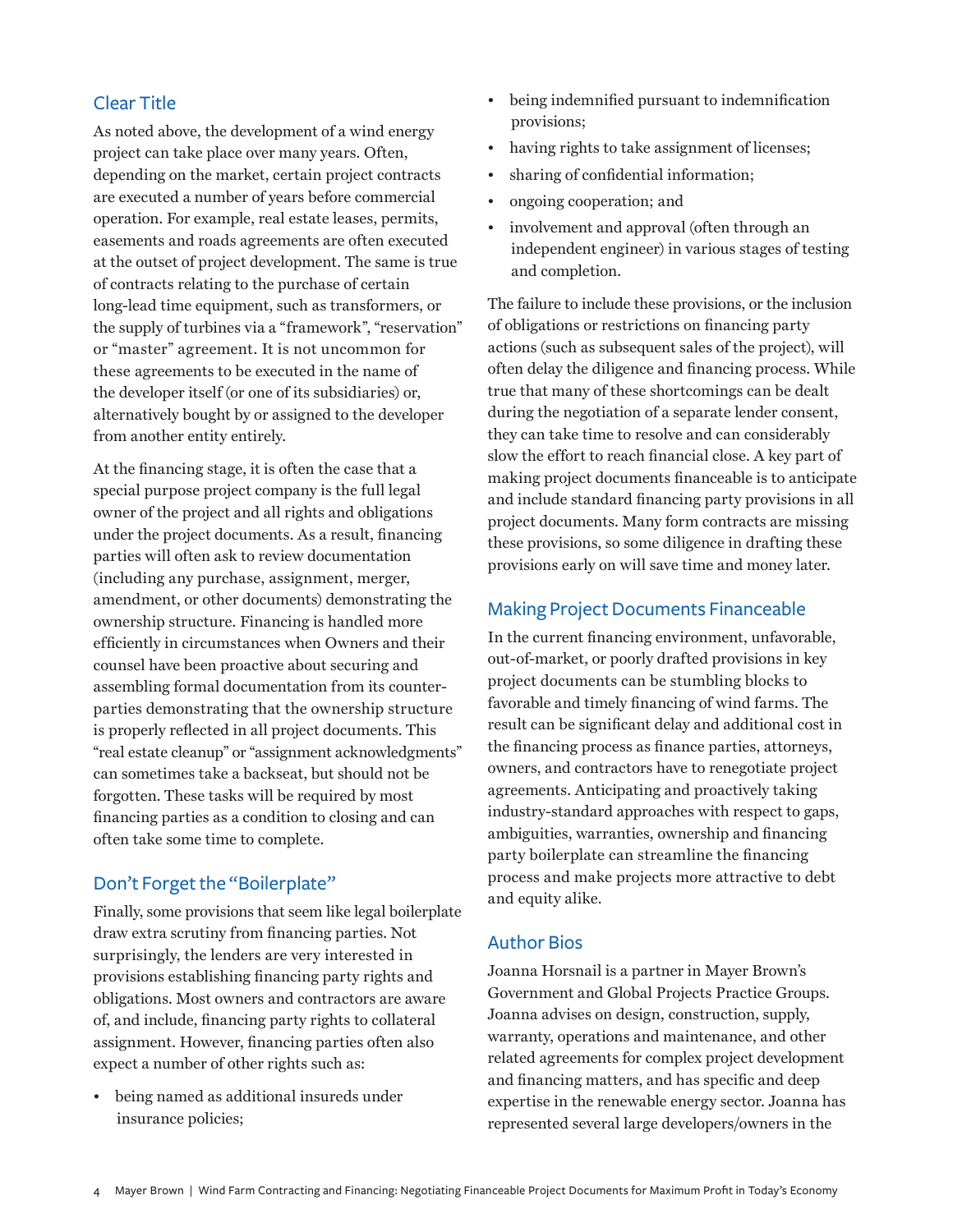## Clear Title

As noted above, the development of a wind energy project can take place over many years. Often, depending on the market, certain project contracts are executed a number of years before commercial operation. For example, real estate leases, permits, easements and roads agreements are often executed at the outset of project development. The same is true of contracts relating to the purchase of certain long-lead time equipment, such as transformers, or the supply of turbines via a "framework", "reservation" or "master" agreement. It is not uncommon for these agreements to be executed in the name of the developer itself (or one of its subsidiaries) or, alternatively bought by or assigned to the developer from another entity entirely.

At the financing stage, it is often the case that a special purpose project company is the full legal owner of the project and all rights and obligations under the project documents. As a result, financing parties will often ask to review documentation (including any purchase, assignment, merger, amendment, or other documents) demonstrating the ownership structure. Financing is handled more efficiently in circumstances when Owners and their counsel have been proactive about securing and assembling formal documentation from its counter-parties demonstrating that the ownership structure is properly reflected in all project documents. This "real estate cleanup" or "assignment acknowledgments" can sometimes take a backseat, but should not be forgotten. These tasks will be required by most financing parties as a condition to closing and can often take some time to complete.

## Don't Forget the "Boilerplate"

Finally, some provisions that seem like legal boilerplate draw extra scrutiny from financing parties. Not surprisingly, the lenders are very interested in provisions establishing financing party rights and obligations. Most owners and contractors are aware of, and include, financing party rights to collateral assignment. However, financing parties often also expect a number of other rights such as:

- being named as additional insureds under insurance policies;
- being indemnified pursuant to indemnification provisions;
- having rights to take assignment of licenses;
- sharing of confidential information;
- ongoing cooperation; and
- involvement and approval (often through an independent engineer) in various stages of testing and completion.

The failure to include these provisions, or the inclusion of obligations or restrictions on financing party actions (such as subsequent sales of the project), will often delay the diligence and financing process. While true that many of these shortcomings can be dealt during the negotiation of a separate lender consent, they can take time to resolve and can considerably slow the effort to reach financial close. A key part of making project documents financeable is to anticipate and include standard financing party provisions in all project documents. Many form contracts are missing these provisions, so some diligence in drafting these provisions early on will save time and money later.

## Making Project Documents Financeable

In the current financing environment, unfavorable, out-of-market, or poorly drafted provisions in key project documents can be stumbling blocks to favorable and timely financing of wind farms. The result can be significant delay and additional cost in the financing process as finance parties, attorneys, owners, and contractors have to renegotiate project agreements. Anticipating and proactively taking industry-standard approaches with respect to gaps, ambiguities, warranties, ownership and financing party boilerplate can streamline the financing process and make projects more attractive to debt and equity alike.

## Author Bios

Joanna Horsnail is a partner in Mayer Brown's Government and Global Projects Practice Groups. Joanna advises on design, construction, supply, warranty, operations and maintenance, and other related agreements for complex project development and financing matters, and has specific and deep expertise in the renewable energy sector. Joanna has represented several large developers/owners in the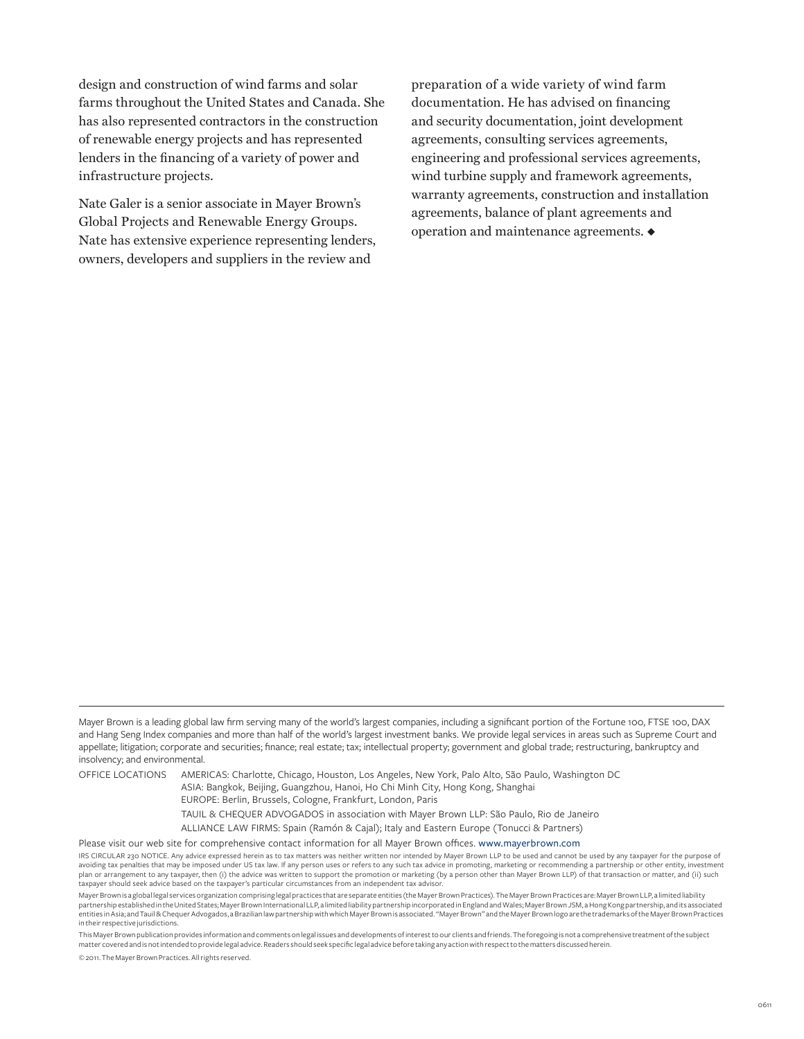design and construction of wind farms and solar farms throughout the United States and Canada. She has also represented contractors in the construction of renewable energy projects and has represented lenders in the financing of a variety of power and infrastructure projects.

Nate Galer is a senior associate in Mayer Brown's Global Projects and Renewable Energy Groups. Nate has extensive experience representing lenders, owners, developers and suppliers in the review and preparation of a wide variety of wind farm documentation. He has advised on financing and security documentation, joint development agreements, consulting services agreements, engineering and professional services agreements, wind turbine supply and framework agreements, warranty agreements, construction and installation agreements, balance of plant agreements and operation and maintenance agreements. ◆

---

Mayer Brown is a leading global law firm serving many of the world's largest companies, including a significant portion of the Fortune 100, FTSE 100, DAX and Hang Seng Index companies and more than half of the world's largest investment banks. We provide legal services in areas such as Supreme Court and appellate; litigation; corporate and securities; finance; real estate; tax; intellectual property; government and global trade; restructuring, bankruptcy and insolvency; and environmental.

OFFICE LOCATIONS AMERICAS: Charlotte, Chicago, Houston, Los Angeles, New York, Palo Alto, São Paulo, Washington DC
ASIA: Bangkok, Beijing, Guangzhou, Hanoi, Ho Chi Minh City, Hong Kong, Shanghai
EUROPE: Berlin, Brussels, Cologne, Frankfurt, London, Paris
TAUIL & CHEQUER ADVOGADOS in association with Mayer Brown LLP: São Paulo, Rio de Janeiro
ALLIANCE LAW FIRMS: Spain (Ramón & Cajal); Italy and Eastern Europe (Tonucci & Partners)

Please visit our web site for comprehensive contact information for all Mayer Brown offices. www.mayerbrown.com

IRS CIRCULAR 230 NOTICE. Any advice expressed herein as to tax matters was neither written nor intended by Mayer Brown LLP to be used and cannot be used by any taxpayer for the purpose of avoiding tax penalties that may be imposed under US tax law. If any person uses or refers to any such tax advice in promoting, marketing or recommending a partnership or other entity, investment plan or arrangement to any taxpayer, then (i) the advice was written to support the promotion or marketing (by a person other than Mayer Brown LLP) of that transaction or matter, and (ii) such taxpayer should seek advice based on the taxpayer's particular circumstances from an independent tax advisor.

Mayer Brown is a global legal services organization comprising legal practices that are separate entities (the Mayer Brown Practices). The Mayer Brown Practices are: Mayer Brown LLP, a limited liability partnership established in the United States; Mayer Brown International LLP, a limited liability partnership incorporated in England and Wales; Mayer Brown JSM, a Hong Kong partnership, and its associated entities in Asia; and Tauil & Chequer Advogados, a Brazilian law partnership with which Mayer Brown is associated. "Mayer Brown" and the Mayer Brown logo are the trademarks of the Mayer Brown Practices in their respective jurisdictions.

This Mayer Brown publication provides information and comments on legal issues and developments of interest to our clients and friends. The foregoing is not a comprehensive treatment of the subject matter covered and is not intended to provide legal advice. Readers should seek specific legal advice before taking any action with respect to the matters discussed herein.

© 2011. The Mayer Brown Practices. All rights reserved.

0611